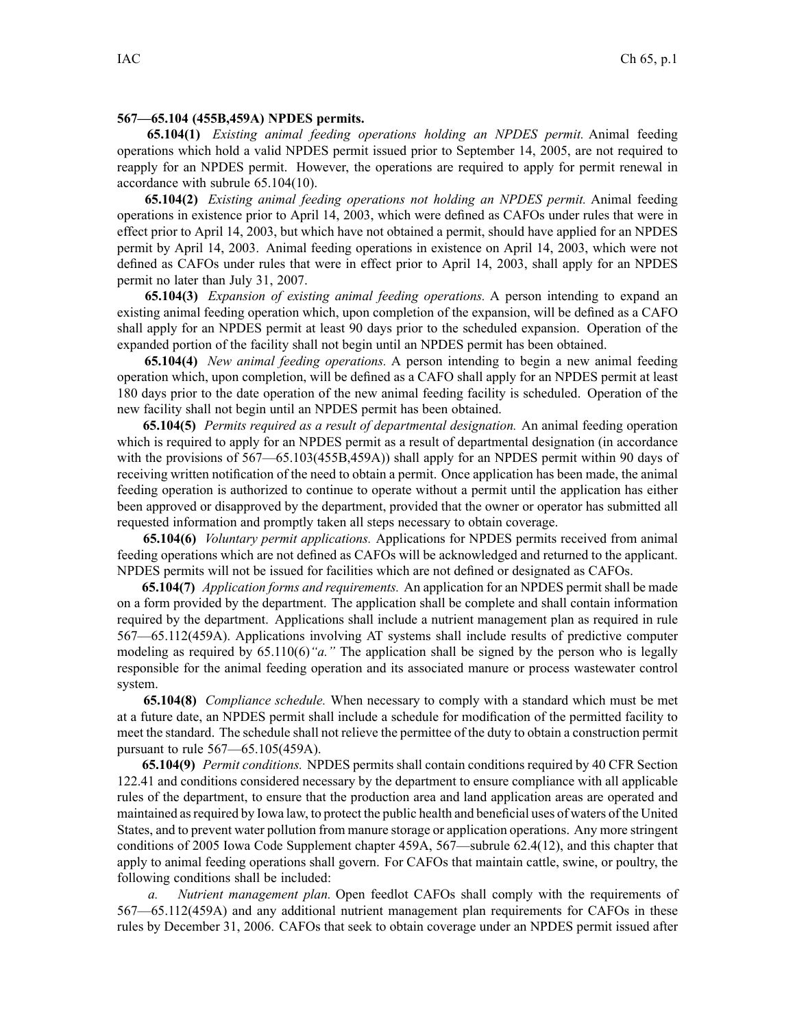**567—65.104 (455B,459A) NPDES permits.**

**65.104(1)** *Existing animal feeding operations holding an NPDES permit.* Animal feeding operations which hold a valid NPDES permit issued prior to September 14, 2005, are not required to reapply for an NPDES permit. However, the operations are required to apply for permit renewal in accordance with subrule 65.104(10).

**65.104(2)** *Existing animal feeding operations not holding an NPDES permit.* Animal feeding operations in existence prior to April 14, 2003, which were defined as CAFOs under rules that were in effect prior to April 14, 2003, but which have not obtained a permit, should have applied for an NPDES permit by April 14, 2003. Animal feeding operations in existence on April 14, 2003, which were not defined as CAFOs under rules that were in effect prior to April 14, 2003, shall apply for an NPDES permit no later than July 31, 2007.

**65.104(3)** *Expansion of existing animal feeding operations.* A person intending to expand an existing animal feeding operation which, upon completion of the expansion, will be defined as a CAFO shall apply for an NPDES permit at least 90 days prior to the scheduled expansion. Operation of the expanded portion of the facility shall not begin until an NPDES permit has been obtained.

**65.104(4)** *New animal feeding operations.* A person intending to begin a new animal feeding operation which, upon completion, will be defined as a CAFO shall apply for an NPDES permit at least 180 days prior to the date operation of the new animal feeding facility is scheduled. Operation of the new facility shall not begin until an NPDES permit has been obtained.

**65.104(5)** *Permits required as a result of departmental designation.* An animal feeding operation which is required to apply for an NPDES permit as a result of departmental designation (in accordance with the provisions of 567—65.103(455B,459A)) shall apply for an NPDES permit within 90 days of receiving written notification of the need to obtain a permit. Once application has been made, the animal feeding operation is authorized to continue to operate without a permit until the application has either been approved or disapproved by the department, provided that the owner or operator has submitted all requested information and promptly taken all steps necessary to obtain coverage.

**65.104(6)** *Voluntary permit applications.* Applications for NPDES permits received from animal feeding operations which are not defined as CAFOs will be acknowledged and returned to the applicant. NPDES permits will not be issued for facilities which are not defined or designated as CAFOs.

**65.104(7)** *Application forms and requirements.* An application for an NPDES permit shall be made on a form provided by the department. The application shall be complete and shall contain information required by the department. Applications shall include a nutrient management plan as required in rule 567—65.112(459A). Applications involving AT systems shall include results of predictive computer modeling as required by 65.110(6)*"a."* The application shall be signed by the person who is legally responsible for the animal feeding operation and its associated manure or process wastewater control system.

**65.104(8)** *Compliance schedule.* When necessary to comply with a standard which must be met at a future date, an NPDES permit shall include a schedule for modification of the permitted facility to meet the standard. The schedule shall not relieve the permittee of the duty to obtain a construction permit pursuant to rule 567—65.105(459A).

**65.104(9)** *Permit conditions.* NPDES permits shall contain conditions required by 40 CFR Section 122.41 and conditions considered necessary by the department to ensure compliance with all applicable rules of the department, to ensure that the production area and land application areas are operated and maintained as required by Iowa law, to protect the public health and beneficial uses of waters of the United States, and to prevent water pollution from manure storage or application operations. Any more stringent conditions of 2005 Iowa Code Supplement chapter 459A, 567—subrule 62.4(12), and this chapter that apply to animal feeding operations shall govern. For CAFOs that maintain cattle, swine, or poultry, the following conditions shall be included:

*a. Nutrient management plan.* Open feedlot CAFOs shall comply with the requirements of 567—65.112(459A) and any additional nutrient management plan requirements for CAFOs in these rules by December 31, 2006. CAFOs that seek to obtain coverage under an NPDES permit issued after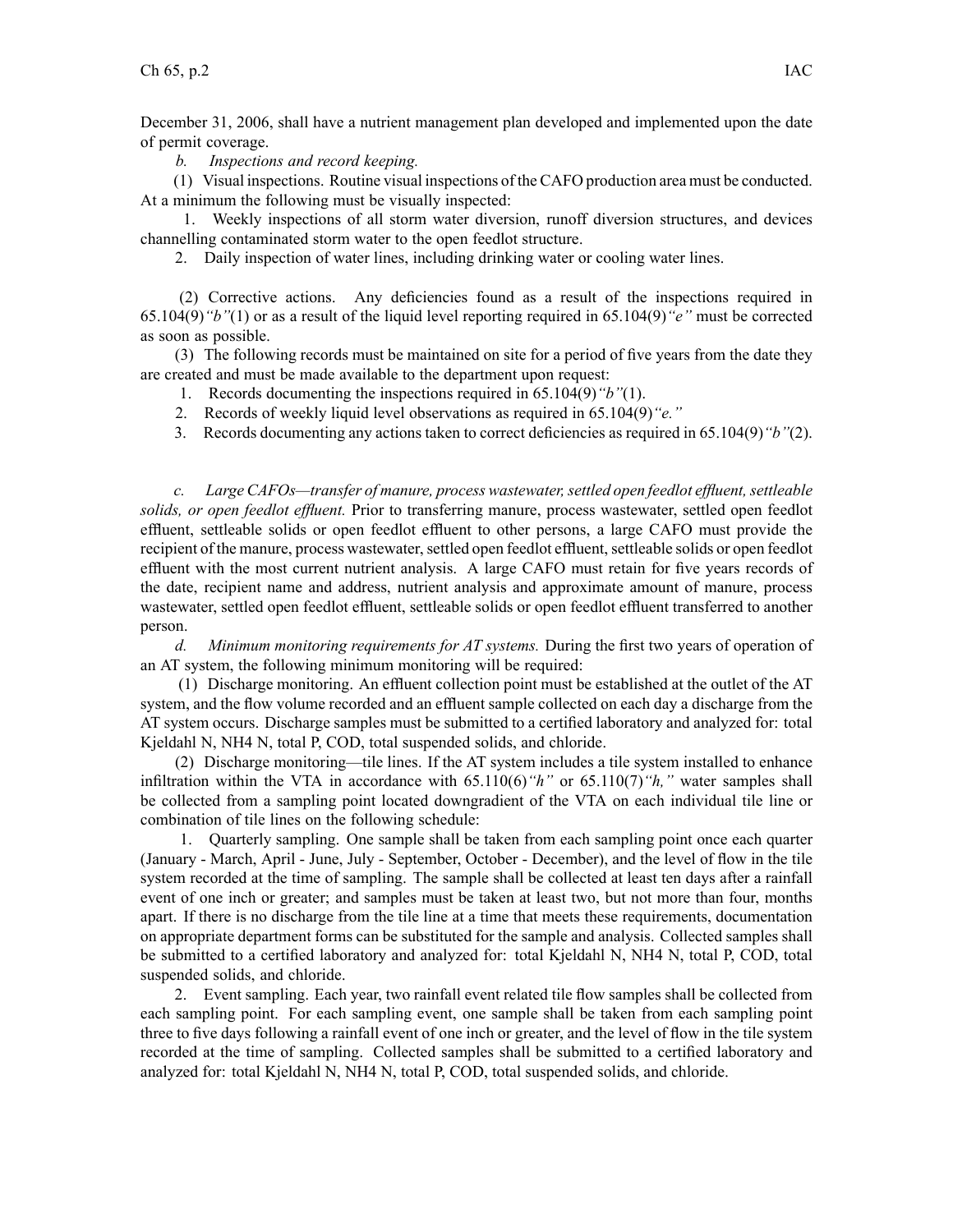December 31, 2006, shall have a nutrient management plan developed and implemented upon the date of permit coverage.

*b. Inspections and record keeping.*

(1) Visual inspections. Routine visual inspections of the CAFO production area must be conducted. At a minimum the following must be visually inspected:

1. Weekly inspections of all storm water diversion, runoff diversion structures, and devices channelling contaminated storm water to the open feedlot structure.

2. Daily inspection of water lines, including drinking water or cooling water lines.

(2) Corrective actions. Any deficiencies found as a result of the inspections required in 65.104(9)*"b"*(1) or as a result of the liquid level reporting required in 65.104(9)*"e"* must be corrected as soon as possible.

(3) The following records must be maintained on site for a period of five years from the date they are created and must be made available to the department upon request:

1. Records documenting the inspections required in 65.104(9)*"b"*(1).

2. Records of weekly liquid level observations as required in 65.104(9)*"e."*

3. Records documenting any actions taken to correct deficiencies as required in 65.104(9)*"b"*(2).

*c. Large CAFOs—transfer of manure, process wastewater, settled open feedlot effluent, settleable solids, or open feedlot effluent.* Prior to transferring manure, process wastewater, settled open feedlot effluent, settleable solids or open feedlot effluent to other persons, a large CAFO must provide the recipient of the manure, process wastewater, settled open feedlot effluent, settleable solids or open feedlot effluent with the most current nutrient analysis. A large CAFO must retain for five years records of the date, recipient name and address, nutrient analysis and approximate amount of manure, process wastewater, settled open feedlot effluent, settleable solids or open feedlot effluent transferred to another person.

*d. Minimum monitoring requirements for AT systems.* During the first two years of operation of an AT system, the following minimum monitoring will be required:

(1) Discharge monitoring. An effluent collection point must be established at the outlet of the AT system, and the flow volume recorded and an effluent sample collected on each day a discharge from the AT system occurs. Discharge samples must be submitted to a certified laboratory and analyzed for: total Kjeldahl N, NH4 N, total P, COD, total suspended solids, and chloride.

(2) Discharge monitoring—tile lines. If the AT system includes a tile system installed to enhance infiltration within the VTA in accordance with 65.110(6)*"h"* or 65.110(7)*"h,"* water samples shall be collected from a sampling point located downgradient of the VTA on each individual tile line or combination of tile lines on the following schedule:

1. Quarterly sampling. One sample shall be taken from each sampling point once each quarter (January - March, April - June, July - September, October - December), and the level of flow in the tile system recorded at the time of sampling. The sample shall be collected at least ten days after a rainfall event of one inch or greater; and samples must be taken at least two, but not more than four, months apart. If there is no discharge from the tile line at a time that meets these requirements, documentation on appropriate department forms can be substituted for the sample and analysis. Collected samples shall be submitted to a certified laboratory and analyzed for: total Kjeldahl N, NH4 N, total P, COD, total suspended solids, and chloride.

2. Event sampling. Each year, two rainfall event related tile flow samples shall be collected from each sampling point. For each sampling event, one sample shall be taken from each sampling point three to five days following a rainfall event of one inch or greater, and the level of flow in the tile system recorded at the time of sampling. Collected samples shall be submitted to a certified laboratory and analyzed for: total Kjeldahl N, NH4 N, total P, COD, total suspended solids, and chloride.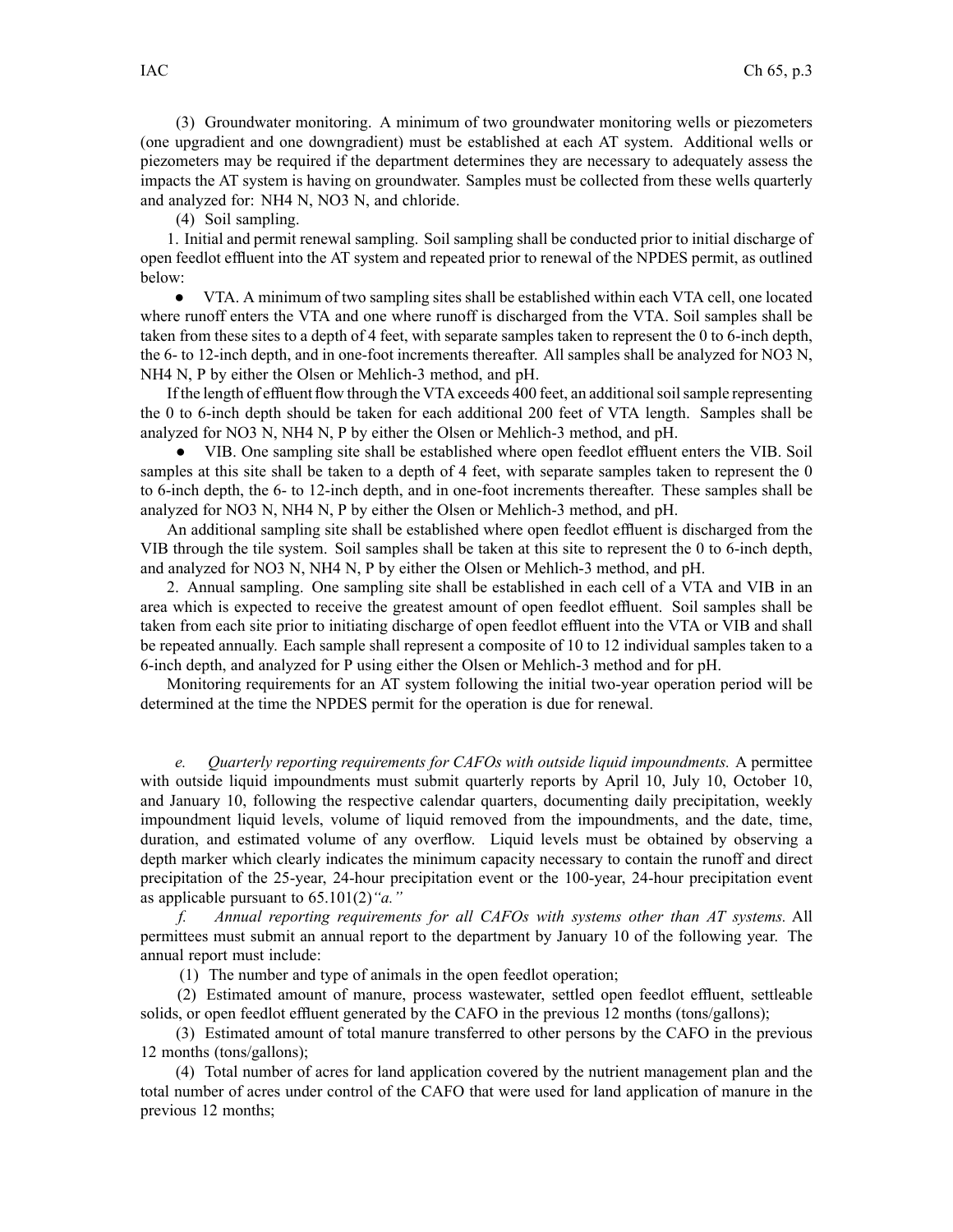(3) Groundwater monitoring. A minimum of two groundwater monitoring wells or piezometers (one upgradient and one downgradient) must be established at each AT system. Additional wells or piezometers may be required if the department determines they are necessary to adequately assess the impacts the AT system is having on groundwater. Samples must be collected from these wells quarterly and analyzed for: NH4 N, NO3 N, and chloride.

(4) Soil sampling.

1. Initial and permit renewal sampling. Soil sampling shall be conducted prior to initial discharge of open feedlot effluent into the AT system and repeated prior to renewal of the NPDES permit, as outlined below:

● VTA. A minimum of two sampling sites shall be established within each VTA cell, one located where runoff enters the VTA and one where runoff is discharged from the VTA. Soil samples shall be taken from these sites to a depth of 4 feet, with separate samples taken to represent the 0 to 6-inch depth, the 6- to 12-inch depth, and in one-foot increments thereafter. All samples shall be analyzed for NO3 N, NH4 N, P by either the Olsen or Mehlich-3 method, and pH.

If the length of effluent flow through the VTA exceeds 400 feet, an additional soil sample representing the 0 to 6-inch depth should be taken for each additional 200 feet of VTA length. Samples shall be analyzed for NO3 N, NH4 N, P by either the Olsen or Mehlich-3 method, and pH.

● VIB. One sampling site shall be established where open feedlot effluent enters the VIB. Soil samples at this site shall be taken to a depth of 4 feet, with separate samples taken to represent the 0 to 6-inch depth, the 6- to 12-inch depth, and in one-foot increments thereafter. These samples shall be analyzed for NO3 N, NH4 N, P by either the Olsen or Mehlich-3 method, and pH.

An additional sampling site shall be established where open feedlot effluent is discharged from the VIB through the tile system. Soil samples shall be taken at this site to represent the 0 to 6-inch depth, and analyzed for NO3 N, NH4 N, P by either the Olsen or Mehlich-3 method, and pH.

2. Annual sampling. One sampling site shall be established in each cell of a VTA and VIB in an area which is expected to receive the greatest amount of open feedlot effluent. Soil samples shall be taken from each site prior to initiating discharge of open feedlot effluent into the VTA or VIB and shall be repeated annually. Each sample shall represent a composite of 10 to 12 individual samples taken to a 6-inch depth, and analyzed for P using either the Olsen or Mehlich-3 method and for pH.

Monitoring requirements for an AT system following the initial two-year operation period will be determined at the time the NPDES permit for the operation is due for renewal.

*e. Quarterly reporting requirements for CAFOs with outside liquid impoundments.* A permittee with outside liquid impoundments must submit quarterly reports by April 10, July 10, October 10, and January 10, following the respective calendar quarters, documenting daily precipitation, weekly impoundment liquid levels, volume of liquid removed from the impoundments, and the date, time, duration, and estimated volume of any overflow. Liquid levels must be obtained by observing a depth marker which clearly indicates the minimum capacity necessary to contain the runoff and direct precipitation of the 25-year, 24-hour precipitation event or the 100-year, 24-hour precipitation event as applicable pursuant to 65.101(2)*"a."*

*f. Annual reporting requirements for all CAFOs with systems other than AT systems.* All permittees must submit an annual report to the department by January 10 of the following year. The annual report must include:

(1) The number and type of animals in the open feedlot operation;

(2) Estimated amount of manure, process wastewater, settled open feedlot effluent, settleable solids, or open feedlot effluent generated by the CAFO in the previous 12 months (tons/gallons);

(3) Estimated amount of total manure transferred to other persons by the CAFO in the previous 12 months (tons/gallons);

(4) Total number of acres for land application covered by the nutrient management plan and the total number of acres under control of the CAFO that were used for land application of manure in the previous 12 months;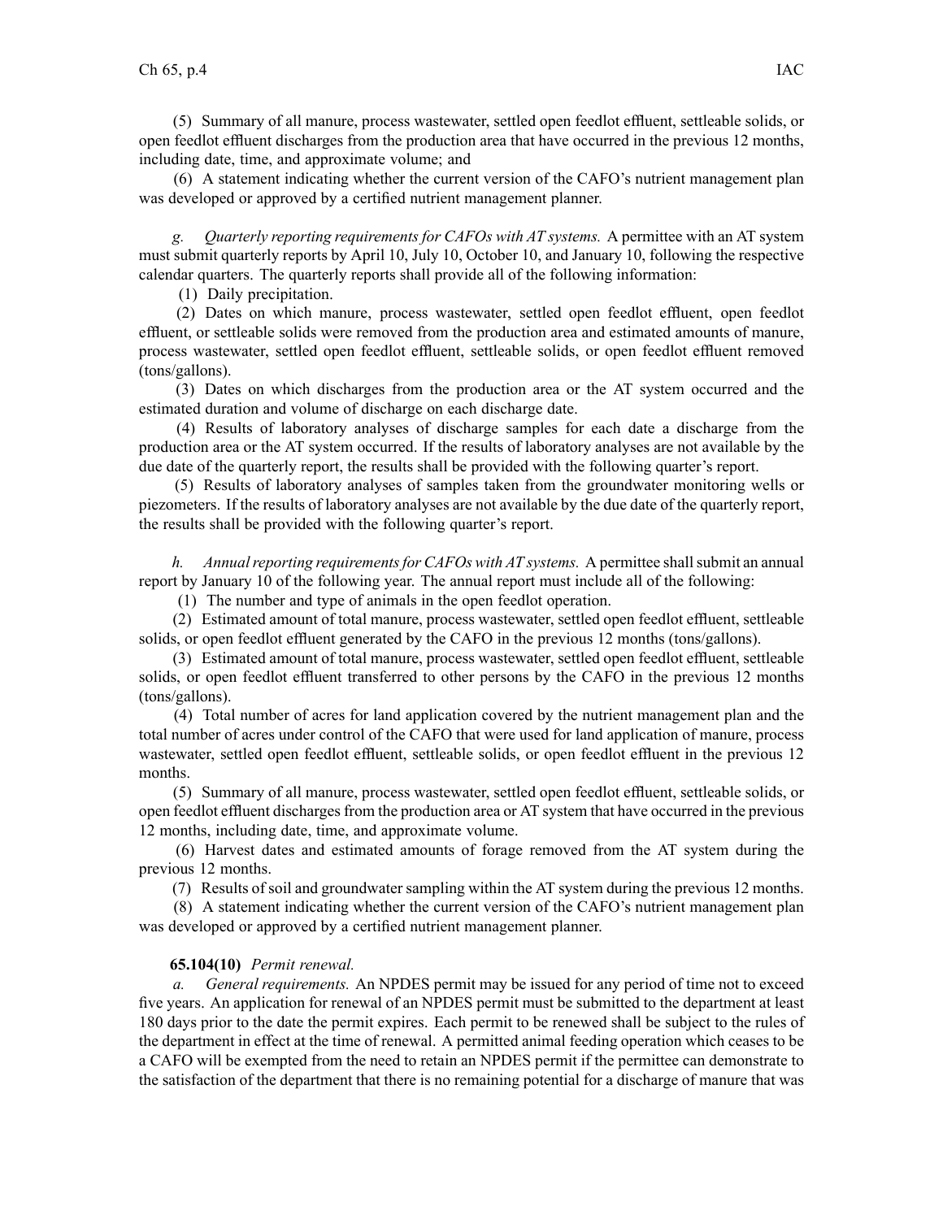(5) Summary of all manure, process wastewater, settled open feedlot effluent, settleable solids, or open feedlot effluent discharges from the production area that have occurred in the previous 12 months, including date, time, and approximate volume; and

(6) A statement indicating whether the current version of the CAFO's nutrient management plan was developed or approved by a certified nutrient management planner.

*g. Quarterly reporting requirements for CAFOs with AT systems.* A permittee with an AT system must submit quarterly reports by April 10, July 10, October 10, and January 10, following the respective calendar quarters. The quarterly reports shall provide all of the following information:

(1) Daily precipitation.

(2) Dates on which manure, process wastewater, settled open feedlot effluent, open feedlot effluent, or settleable solids were removed from the production area and estimated amounts of manure, process wastewater, settled open feedlot effluent, settleable solids, or open feedlot effluent removed (tons/gallons).

(3) Dates on which discharges from the production area or the AT system occurred and the estimated duration and volume of discharge on each discharge date.

(4) Results of laboratory analyses of discharge samples for each date a discharge from the production area or the AT system occurred. If the results of laboratory analyses are not available by the due date of the quarterly report, the results shall be provided with the following quarter's report.

(5) Results of laboratory analyses of samples taken from the groundwater monitoring wells or piezometers. If the results of laboratory analyses are not available by the due date of the quarterly report, the results shall be provided with the following quarter's report.

*h. Annual reporting requirements for CAFOs with AT systems.* A permittee shall submit an annual report by January 10 of the following year. The annual report must include all of the following:

(1) The number and type of animals in the open feedlot operation.

(2) Estimated amount of total manure, process wastewater, settled open feedlot effluent, settleable solids, or open feedlot effluent generated by the CAFO in the previous 12 months (tons/gallons).

(3) Estimated amount of total manure, process wastewater, settled open feedlot effluent, settleable solids, or open feedlot effluent transferred to other persons by the CAFO in the previous 12 months (tons/gallons).

(4) Total number of acres for land application covered by the nutrient management plan and the total number of acres under control of the CAFO that were used for land application of manure, process wastewater, settled open feedlot effluent, settleable solids, or open feedlot effluent in the previous 12 months.

(5) Summary of all manure, process wastewater, settled open feedlot effluent, settleable solids, or open feedlot effluent discharges from the production area or AT system that have occurred in the previous 12 months, including date, time, and approximate volume.

(6) Harvest dates and estimated amounts of forage removed from the AT system during the previous 12 months.

(7) Results of soil and groundwater sampling within the AT system during the previous 12 months.

(8) A statement indicating whether the current version of the CAFO's nutrient management plan was developed or approved by a certified nutrient management planner.

**65.104(10)** *Permit renewal.*

*a. General requirements.* An NPDES permit may be issued for any period of time not to exceed five years. An application for renewal of an NPDES permit must be submitted to the department at least 180 days prior to the date the permit expires. Each permit to be renewed shall be subject to the rules of the department in effect at the time of renewal. A permitted animal feeding operation which ceases to be a CAFO will be exempted from the need to retain an NPDES permit if the permittee can demonstrate to the satisfaction of the department that there is no remaining potential for a discharge of manure that was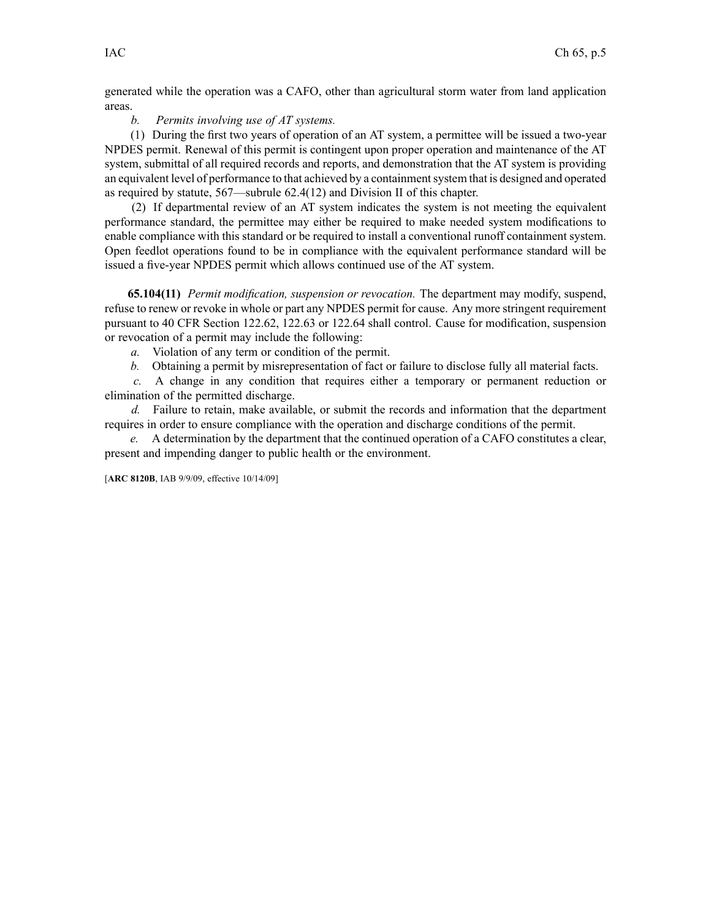generated while the operation was a CAFO, other than agricultural storm water from land application areas.

*b. Permits involving use of AT systems.*

(1) During the first two years of operation of an AT system, a permittee will be issued a two-year NPDES permit. Renewal of this permit is contingent upon proper operation and maintenance of the AT system, submittal of all required records and reports, and demonstration that the AT system is providing an equivalent level of performance to that achieved by a containment system that is designed and operated as required by statute, 567—subrule 62.4(12) and Division II of this chapter.

(2) If departmental review of an AT system indicates the system is not meeting the equivalent performance standard, the permittee may either be required to make needed system modifications to enable compliance with this standard or be required to install a conventional runoff containment system. Open feedlot operations found to be in compliance with the equivalent performance standard will be issued a five-year NPDES permit which allows continued use of the AT system.

**65.104(11)** *Permit modification, suspension or revocation.* The department may modify, suspend, refuse to renew or revoke in whole or part any NPDES permit for cause. Any more stringent requirement pursuant to 40 CFR Section 122.62, 122.63 or 122.64 shall control. Cause for modification, suspension or revocation of a permit may include the following:

*a.* Violation of any term or condition of the permit.

*b.* Obtaining a permit by misrepresentation of fact or failure to disclose fully all material facts.

*c.* A change in any condition that requires either a temporary or permanent reduction or elimination of the permitted discharge.

*d.* Failure to retain, make available, or submit the records and information that the department requires in order to ensure compliance with the operation and discharge conditions of the permit.

*e.* A determination by the department that the continued operation of a CAFO constitutes a clear, present and impending danger to public health or the environment.

[**ARC 8120B**, IAB 9/9/09, effective 10/14/09]